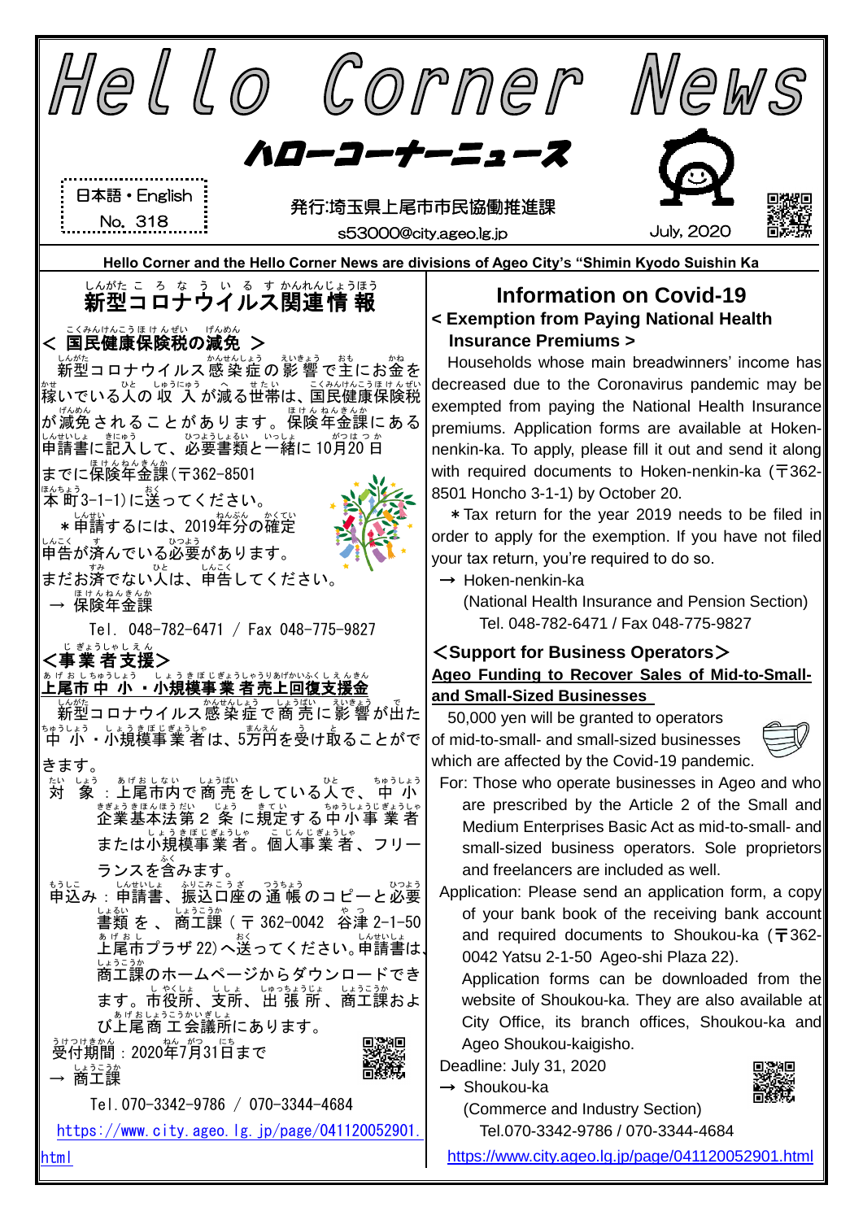# Hello Corner News

## ハローコーナーニュース

日本語・English
No. 318

発行:埼玉県上尾市市民協働推進課
s53000@city.ageo.lg.jp

July, 2020

**Hello Corner and the Hello Corner News are divisions of Ageo City's "Shimin Kyodo Suishin Ka**

## 新型コロナウイルス関連情報

### < 国民健康保険税の減免 >

新型コロナウイルス感染症の影響で主にお金を稼いでいる人の収入が減る世帯は、国民健康保険税が減免されることがあります。保険年金課にある申請書に記入して、必要書類と一緒に10月20日までに保険年金課(〒362-8501本町3-1-1)に送ってください。

＊申請するには、2019年分の確定申告が済んでいる必要があります。まだお済でない人は、申告してください。

→ 保険年金課

Tel. 048-782-6471 / Fax 048-775-9827

### <事業者支援>

**上尾市中小・小規模事業者売上回復支援金**

新型コロナウイルス感染症で商売に影響が出た中小・小規模事業者は、5万円を受け取ることができます。

対象：上尾市内で商売をしている人で、中小企業基本法第2条に規定する中小事業者または小規模事業者。個人事業者、フリーランスを含みます。

申込み：申請書、振込口座の通帳のコピーと必要書類を、商工課（〒362-0042 谷津2-1-50上尾市プラザ22）へ送ってください。申請書は、商工課のホームページからダウンロードできます。市役所、支所、出張所、商工課および上尾商工会議所にあります。

受付期間：2020年7月31日まで

→ 商工課

Tel.070-3342-9786 / 070-3344-4684

https://www.city.ageo.lg.jp/page/041120052901.html

## Information on Covid-19

### < Exemption from Paying National Health Insurance Premiums >

Households whose main breadwinners' income has decreased due to the Coronavirus pandemic may be exempted from paying the National Health Insurance premiums. Application forms are available at Hoken-nenkin-ka. To apply, please fill it out and send it along with required documents to Hoken-nenkin-ka (〒362-8501 Honcho 3-1-1) by October 20.

＊Tax return for the year 2019 needs to be filed in order to apply for the exemption. If you have not filed your tax return, you're required to do so.

→ Hoken-nenkin-ka

(National Health Insurance and Pension Section)

Tel. 048-782-6471 / Fax 048-775-9827

### ＜Support for Business Operators＞

**Ageo Funding to Recover Sales of Mid-to-Small- and Small-Sized Businesses**

50,000 yen will be granted to operators of mid-to-small- and small-sized businesses which are affected by the Covid-19 pandemic.

For: Those who operate businesses in Ageo and who are prescribed by the Article 2 of the Small and Medium Enterprises Basic Act as mid-to-small- and small-sized business operators. Sole proprietors and freelancers are included as well.

Application: Please send an application form, a copy of your bank book of the receiving bank account and required documents to Shoukou-ka (〒362-0042 Yatsu 2-1-50 Ageo-shi Plaza 22).
Application forms can be downloaded from the website of Shoukou-ka. They are also available at City Office, its branch offices, Shoukou-ka and Ageo Shoukou-kaigisho.

Deadline: July 31, 2020

→ Shoukou-ka

(Commerce and Industry Section)

Tel.070-3342-9786 / 070-3344-4684

https://www.city.ageo.lg.jp/page/041120052901.html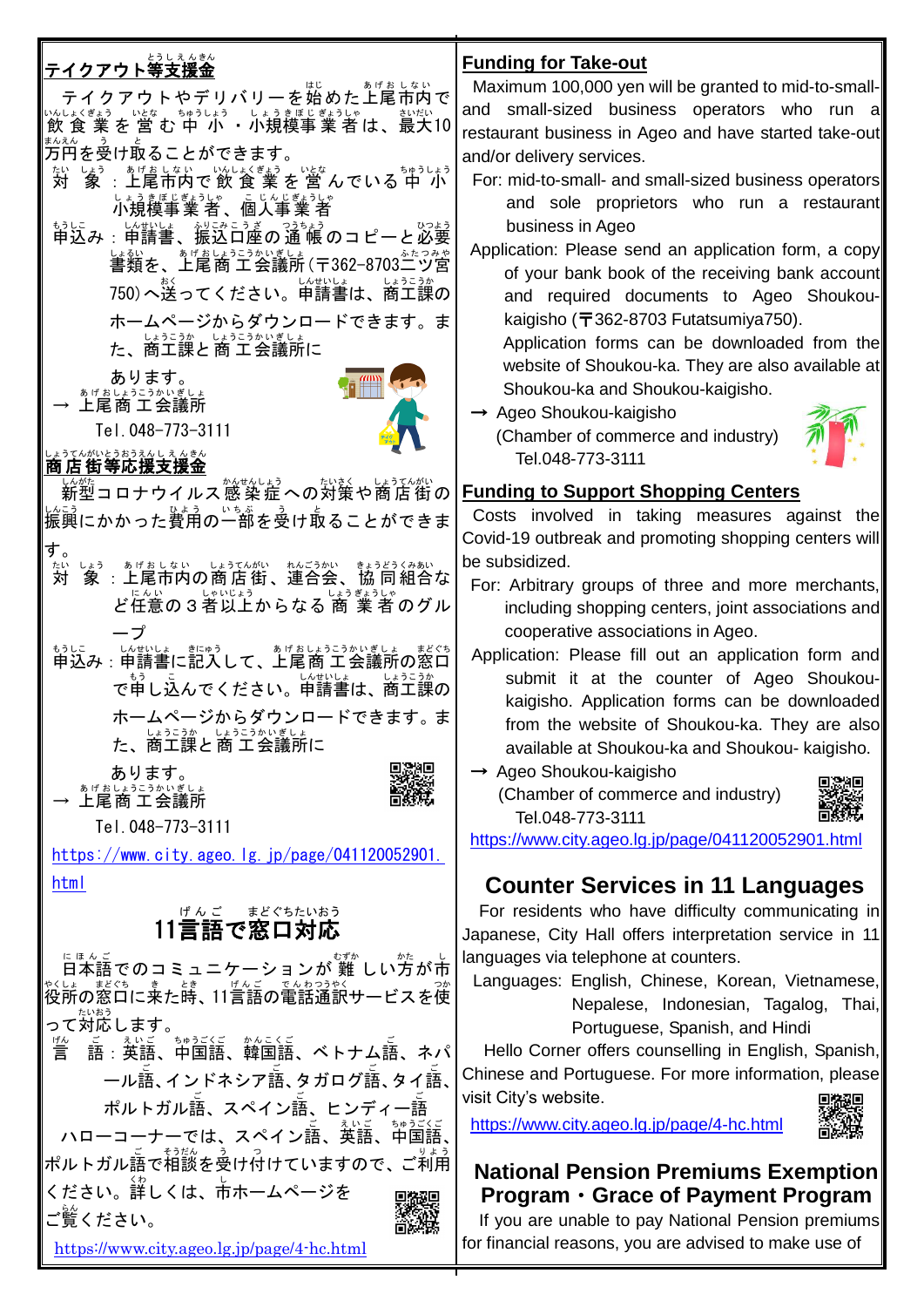## テイクアウト等支援金

テイクアウトやデリバリーを始めた上尾市内で飲食業を営む中小・小規模事業者は、最大10万円を受け取ることができます。

対　象：上尾市内で飲食業を営んでいる中小小規模事業者、個人事業者

申込み：申請書、振込口座の通帳のコピーと必要書類を、上尾商工会議所(〒362-8703二ツ宮750)へ送ってください。申請書は、商工課のホームページからダウンロードできます。また、商工課と商工会議所にあります。

→ 上尾商工会議所
Tel.048-773-3111

## 商店街等応援支援金

新型コロナウイルス感染症への対策や商店街の振興にかかった費用の一部を受け取ることができます。

対　象：上尾市内の商店街、連合会、協同組合など任意の３者以上からなる商業者のグループ

申込み：申請書に記入して、上尾商工会議所の窓口で申し込んでください。申請書は、商工課のホームページからダウンロードできます。また、商工課と商工会議所にあります。

→ 上尾商工会議所
Tel.048-773-3111

https://www.city.ageo.lg.jp/page/041120052901.html

## 11言語で窓口対応

日本語でのコミュニケーションが難しい方が市役所の窓口に来た時、11言語の電話通訳サービスを使って対応します。

言　語：英語、中国語、韓国語、ベトナム語、ネパール語、インドネシア語、タガログ語、タイ語、ポルトガル語、スペイン語、ヒンディー語

ハローコーナーでは、スペイン語、英語、中国語、ポルトガル語で相談を受け付けていますので、ご利用ください。詳しくは、市ホームページをご覧ください。

https://www.city.ageo.lg.jp/page/4-hc.html

## Funding for Take-out

Maximum 100,000 yen will be granted to mid-to-small- and small-sized business operators who run a restaurant business in Ageo and have started take-out and/or delivery services.

For: mid-to-small- and small-sized business operators and sole proprietors who run a restaurant business in Ageo

Application: Please send an application form, a copy of your bank book of the receiving bank account and required documents to Ageo Shoukou-kaigisho (〒362-8703 Futatsumiya750).
Application forms can be downloaded from the website of Shoukou-ka. They are also available at Shoukou-ka and Shoukou-kaigisho.

→ Ageo Shoukou-kaigisho
(Chamber of commerce and industry)
Tel.048-773-3111

## Funding to Support Shopping Centers

Costs involved in taking measures against the Covid-19 outbreak and promoting shopping centers will be subsidized.

For: Arbitrary groups of three and more merchants, including shopping centers, joint associations and cooperative associations in Ageo.

Application: Please fill out an application form and submit it at the counter of Ageo Shoukou-kaigisho. Application forms can be downloaded from the website of Shoukou-ka. They are also available at Shoukou-ka and Shoukou- kaigisho.

→ Ageo Shoukou-kaigisho
(Chamber of commerce and industry)
Tel.048-773-3111

https://www.city.ageo.lg.jp/page/041120052901.html

## Counter Services in 11 Languages

For residents who have difficulty communicating in Japanese, City Hall offers interpretation service in 11 languages via telephone at counters.

Languages: English, Chinese, Korean, Vietnamese, Nepalese, Indonesian, Tagalog, Thai, Portuguese, Spanish, and Hindi

Hello Corner offers counselling in English, Spanish, Chinese and Portuguese. For more information, please visit City's website.

https://www.city.ageo.lg.jp/page/4-hc.html

## National Pension Premiums Exemption Program・Grace of Payment Program

If you are unable to pay National Pension premiums for financial reasons, you are advised to make use of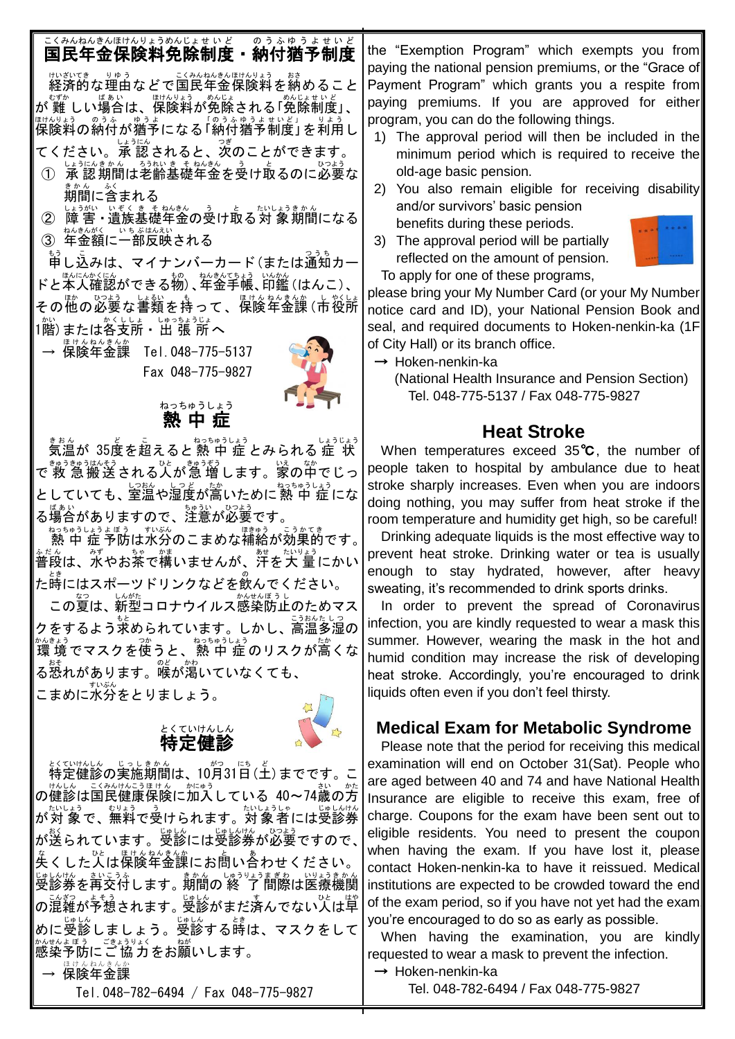## 国民年金保険料免除制度・納付猶予制度

経済的な理由などで国民年金保険料を納めることが難しい場合は、保険料が免除される「免除制度」、保険料の納付が猶予になる「納付猶予制度」を利用してください。承認されると、次のことができます。

① 承認期間は老齢基礎年金を受け取るのに必要な期間に含まれる
② 障害・遺族基礎年金の受け取る対象期間になる
③ 年金額に一部反映される

申し込みは、マイナンバーカード（または通知カードと本人確認ができる物）、年金手帳、印鑑（はんこ）、その他の必要な書類を持って、保険年金課（市役所1階）または各支所・出張所へ

→ 保険年金課　Tel.048-775-5137
Fax 048-775-9827

## 熱中症

気温が35度を超えると熱中症とみられる症状で救急搬送される人が急増します。家の中でじっとしていても、室温や湿度が高いために熱中症になる場合がありますので、注意が必要です。

熱中症予防は水分のこまめな補給が効果的です。普段は、水やお茶で構いませんが、汗を大量にかいた時にはスポーツドリンクなどを飲んでください。

この夏は、新型コロナウイルス感染防止のためマスクをするよう求められています。しかし、高温多湿の環境でマスクを使うと、熱中症のリスクが高くなる恐れがあります。喉が渇いていなくても、こまめに水分をとりましょう。

## 特定健診

特定健診の実施期間は、10月31日（土）までです。この健診は国民健康保険に加入している40～74歳の方が対象で、無料で受けられます。対象者には受診券が送られています。受診には受診券が必要ですので、失くした人は保険年金課にお問い合わせください。受診券を再交付します。期間の終了間際は医療機関の混雑が予想されます。受診がまだ済んでない人は早めに受診しましょう。受診する時は、マスクをして感染予防にご協力をお願いします。

→ 保険年金課
Tel.048-782-6494 / Fax 048-775-9827

---

the "Exemption Program" which exempts you from paying the national pension premiums, or the "Grace of Payment Program" which grants you a respite from paying premiums. If you are approved for either program, you can do the following things.

1) The approval period will then be included in the minimum period which is required to receive the old-age basic pension.
2) You also remain eligible for receiving disability and/or survivors' basic pension benefits during these periods.
3) The approval period will be partially reflected on the amount of pension.

To apply for one of these programs, please bring your My Number Card (or your My Number notice card and ID), your National Pension Book and seal, and required documents to Hoken-nenkin-ka (1F of City Hall) or its branch office.

→ Hoken-nenkin-ka
(National Health Insurance and Pension Section)
Tel. 048-775-5137 / Fax 048-775-9827

## Heat Stroke

When temperatures exceed 35℃, the number of people taken to hospital by ambulance due to heat stroke sharply increases. Even when you are indoors doing nothing, you may suffer from heat stroke if the room temperature and humidity get high, so be careful!

Drinking adequate liquids is the most effective way to prevent heat stroke. Drinking water or tea is usually enough to stay hydrated, however, after heavy sweating, it's recommended to drink sports drinks.

In order to prevent the spread of Coronavirus infection, you are kindly requested to wear a mask this summer. However, wearing the mask in the hot and humid condition may increase the risk of developing heat stroke. Accordingly, you're encouraged to drink liquids often even if you don't feel thirsty.

## Medical Exam for Metabolic Syndrome

Please note that the period for receiving this medical examination will end on October 31(Sat). People who are aged between 40 and 74 and have National Health Insurance are eligible to receive this exam, free of charge. Coupons for the exam have been sent out to eligible residents. You need to present the coupon when having the exam. If you have lost it, please contact Hoken-nenkin-ka to have it reissued. Medical institutions are expected to be crowded toward the end of the exam period, so if you have not yet had the exam you're encouraged to do so as early as possible.

When having the examination, you are kindly requested to wear a mask to prevent the infection.

→ Hoken-nenkin-ka
Tel. 048-782-6494 / Fax 048-775-9827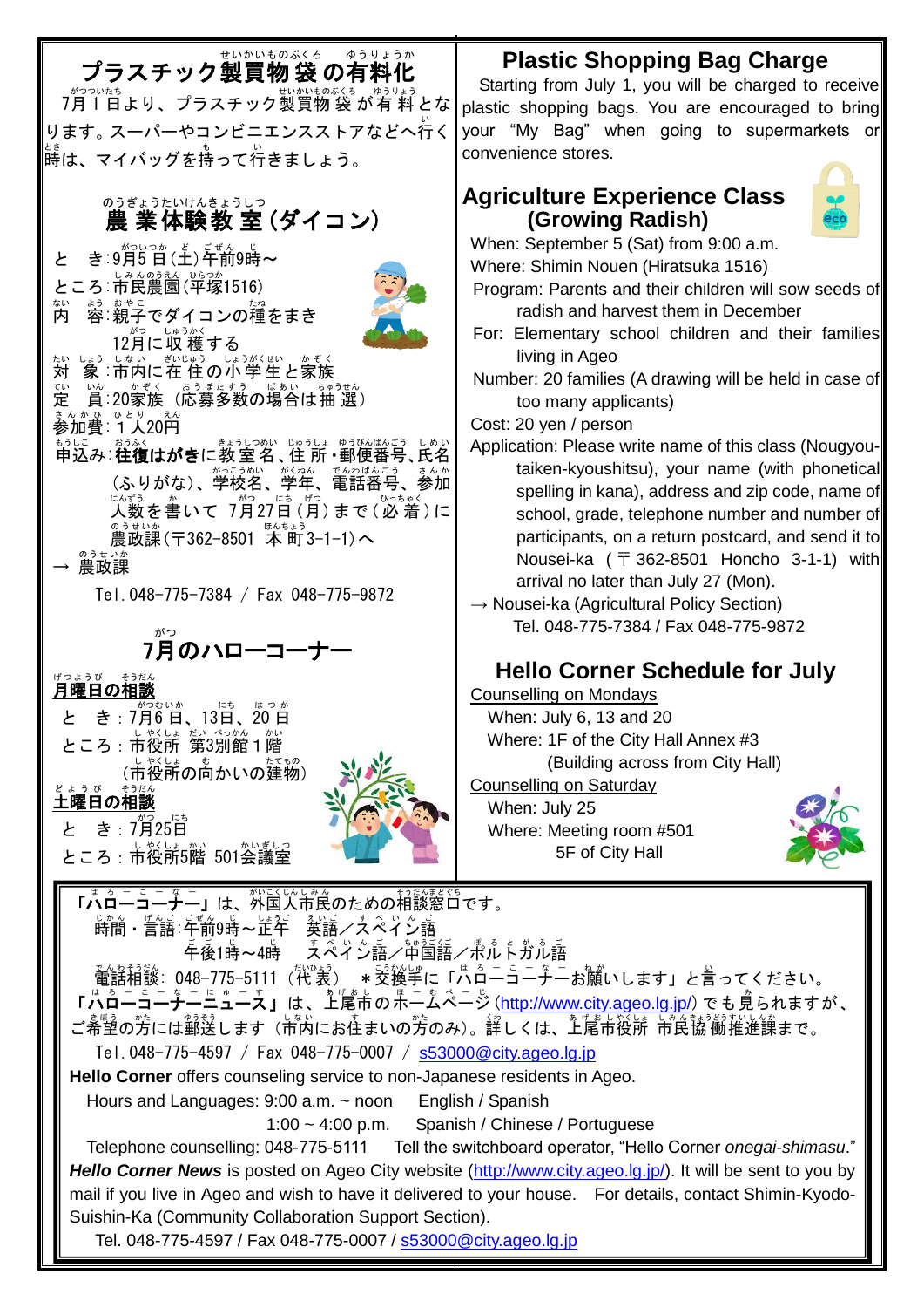## プラスチック製買物袋の有料化

7月1日より、プラスチック製買物袋が有料となります。スーパーやコンビニエンスストアなどへ行く時は、マイバッグを持って行きましょう。

## 農業体験教室（ダイコン）

と　き：9月5日（土）午前9時～
ところ：市民農園（平塚1516）
内　容：親子でダイコンの種をまき12月に収穫する
対　象：市内に在住の小学生と家族
定　員：20家族（応募多数の場合は抽選）
参加費：1人20円
申込み：**往復はがき**に教室名、住所・郵便番号、氏名（ふりがな）、学校名、学年、電話番号、参加人数を書いて7月27日（月）まで（必着）に農政課（〒362-8501 本町3-1-1）へ
→ 農政課
Tel.048-775-7384 / Fax 048-775-9872

## 7月のハローコーナー

**月曜日の相談**
と　き：7月6日、13日、20日
ところ：市役所 第3別館1階（市役所の向かいの建物）

**土曜日の相談**
と　き：7月25日
ところ：市役所5階 501会議室

## Plastic Shopping Bag Charge

Starting from July 1, you will be charged to receive plastic shopping bags. You are encouraged to bring your "My Bag" when going to supermarkets or convenience stores.

## Agriculture Experience Class (Growing Radish)

When: September 5 (Sat) from 9:00 a.m.
Where: Shimin Nouen (Hiratsuka 1516)
Program: Parents and their children will sow seeds of radish and harvest them in December
For: Elementary school children and their families living in Ageo
Number: 20 families (A drawing will be held in case of too many applicants)
Cost: 20 yen / person
Application: Please write name of this class (Nougyou-taiken-kyoushitsu), your name (with phonetical spelling in kana), address and zip code, name of school, grade, telephone number and number of participants, on a return postcard, and send it to Nousei-ka (〒362-8501 Honcho 3-1-1) with arrival no later than July 27 (Mon).
→ Nousei-ka (Agricultural Policy Section)
Tel. 048-775-7384 / Fax 048-775-9872

## Hello Corner Schedule for July

Counselling on Mondays
When: July 6, 13 and 20
Where: 1F of the City Hall Annex #3 (Building across from City Hall)

Counselling on Saturday
When: July 25
Where: Meeting room #501 5F of City Hall

---

「ハローコーナー」は、外国人市民のための相談窓口です。
時間・言語：午前9時～正午　英語／スペイン語
　　　　　　午後1時～4時　スペイン語／中国語／ポルトガル語
電話相談：048-775-5111（代表）　＊交換手に「ハローコーナーお願いします」と言ってください。
「ハローコーナーニュース」は、上尾市のホームページ（http://www.city.ageo.lg.jp/）でも見られますが、ご希望の方には郵送します（市内にお住まいの方のみ）。詳しくは、上尾市役所 市民協働推進課まで。
Tel.048-775-4597 / Fax 048-775-0007 / s53000@city.ageo.lg.jp

**Hello Corner** offers counseling service to non-Japanese residents in Ageo.
Hours and Languages: 9:00 a.m. ~ noon　English / Spanish
　1:00 ~ 4:00 p.m.　Spanish / Chinese / Portuguese
Telephone counselling: 048-775-5111　Tell the switchboard operator, "Hello Corner *onegai-shimasu*."
***Hello Corner News*** is posted on Ageo City website (http://www.city.ageo.lg.jp/). It will be sent to you by mail if you live in Ageo and wish to have it delivered to your house. For details, contact Shimin-Kyodo-Suishin-Ka (Community Collaboration Support Section).
Tel. 048-775-4597 / Fax 048-775-0007 / s53000@city.ageo.lg.jp